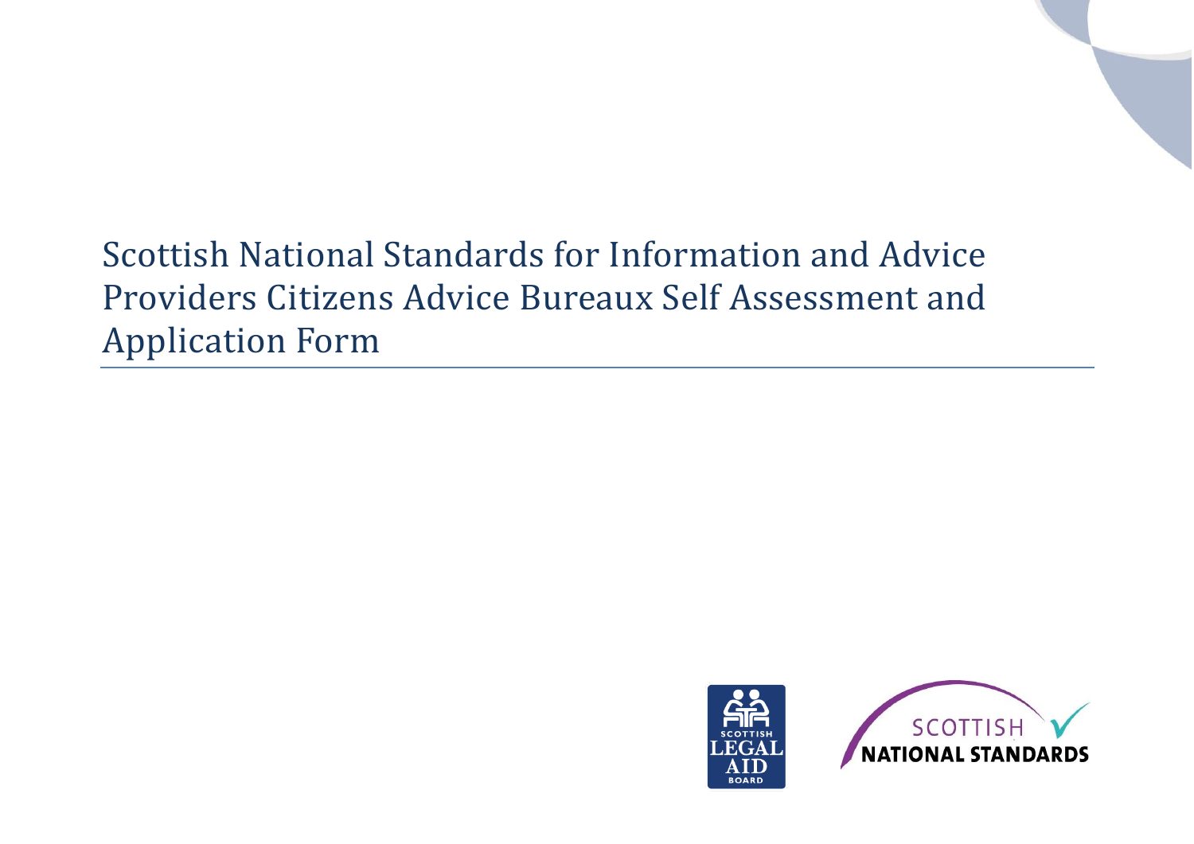# Scottish National Standards for Information and Advice Providers Citizens Advice Bureaux Self Assessment and Application Form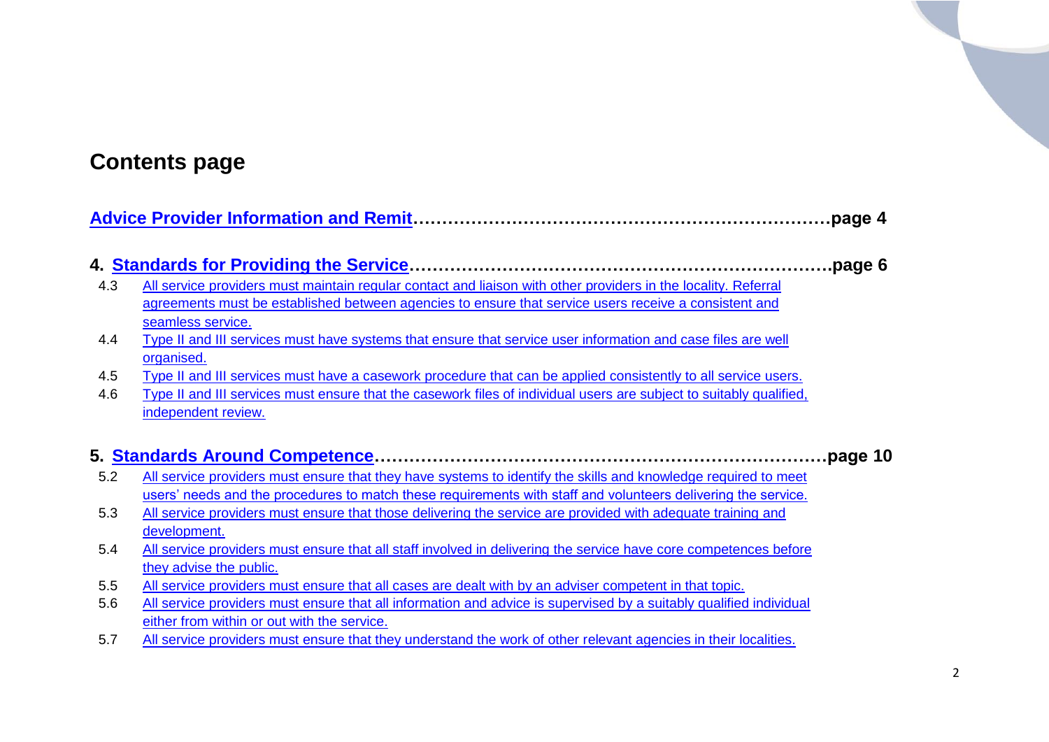# Contents page

**Advice Provider Information and Remit……………………………………………………………page 4**

**4. Standards for Providing the Service……………………………………………………………page 6**

- 4.3 All service providers must maintain regular contact and liaison with other providers in the locality. Referral agreements must be established between agencies to ensure that service users receive a consistent and seamless service.
- 4.4 Type II and III services must have systems that ensure that service user information and case files are well organised.
- 4.5 Type II and III services must have a casework procedure that can be applied consistently to all service users.
- 4.6 Type II and III services must ensure that the casework files of individual users are subject to suitably qualified, independent review.

**5. Standards Around Competence………………………………………………………………page 10**

- 5.2 All service providers must ensure that they have systems to identify the skills and knowledge required to meet users' needs and the procedures to match these requirements with staff and volunteers delivering the service.
- 5.3 All service providers must ensure that those delivering the service are provided with adequate training and development.
- 5.4 All service providers must ensure that all staff involved in delivering the service have core competences before they advise the public.
- 5.5 All service providers must ensure that all cases are dealt with by an adviser competent in that topic.
- 5.6 All service providers must ensure that all information and advice is supervised by a suitably qualified individual either from within or out with the service.
- 5.7 All service providers must ensure that they understand the work of other relevant agencies in their localities.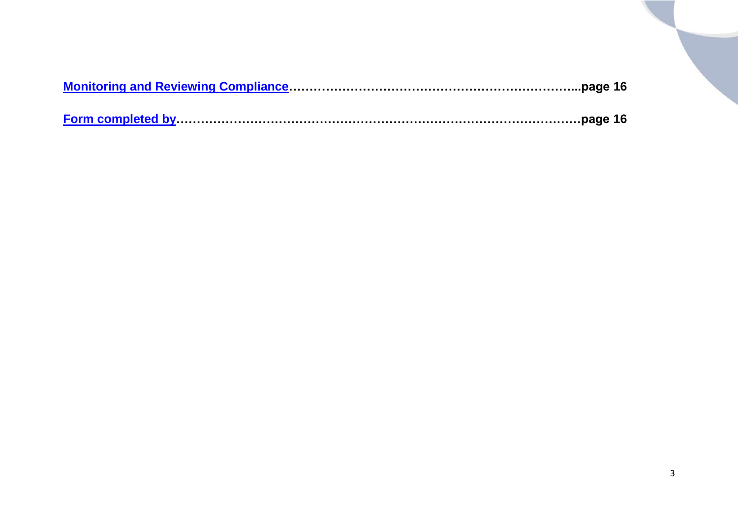[Monitoring and Reviewing Compliance](#)………………………………………………………………...page 16

[Form completed by](#)……………………………………………………………………………………page 16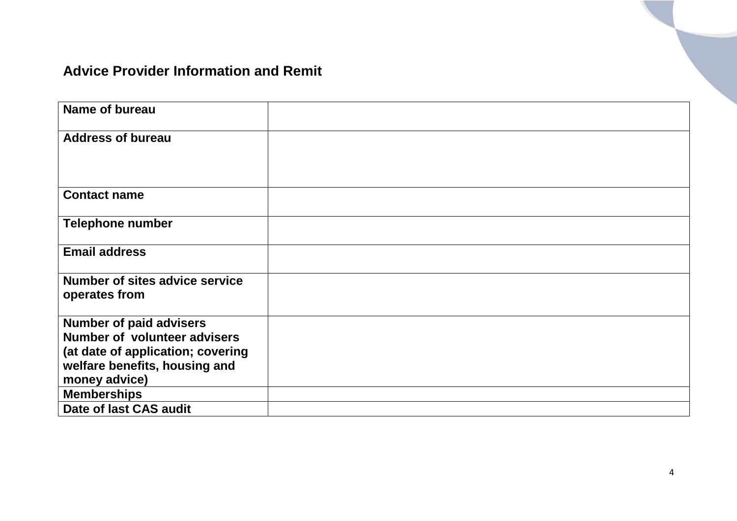## Advice Provider Information and Remit

| | |
|---|---|
| **Name of bureau** | |
| **Address of bureau** | |
| **Contact name** | |
| **Telephone number** | |
| **Email address** | |
| **Number of sites advice service operates from** | |
| **Number of paid advisers**<br>**Number of volunteer advisers**<br>**(at date of application; covering welfare benefits, housing and money advice)** | |
| **Memberships** | |
| **Date of last CAS audit** | |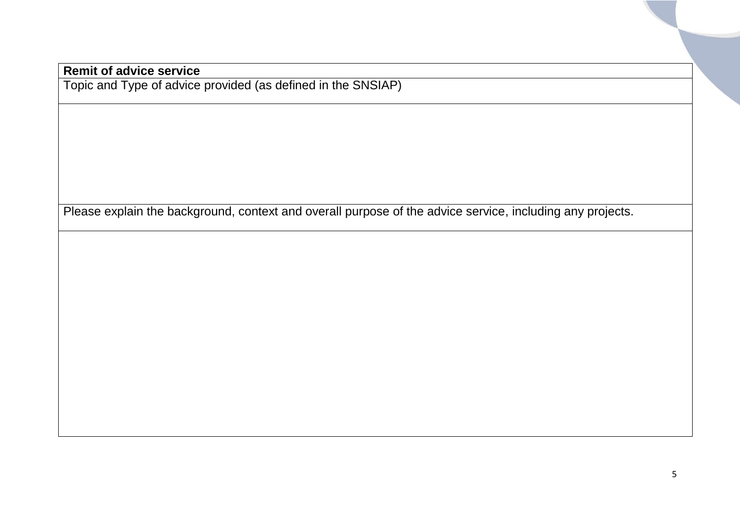| **Remit of advice service** |
| --- |
| Topic and Type of advice provided (as defined in the SNSIAP) |
| |
| Please explain the background, context and overall purpose of the advice service, including any projects. |
| |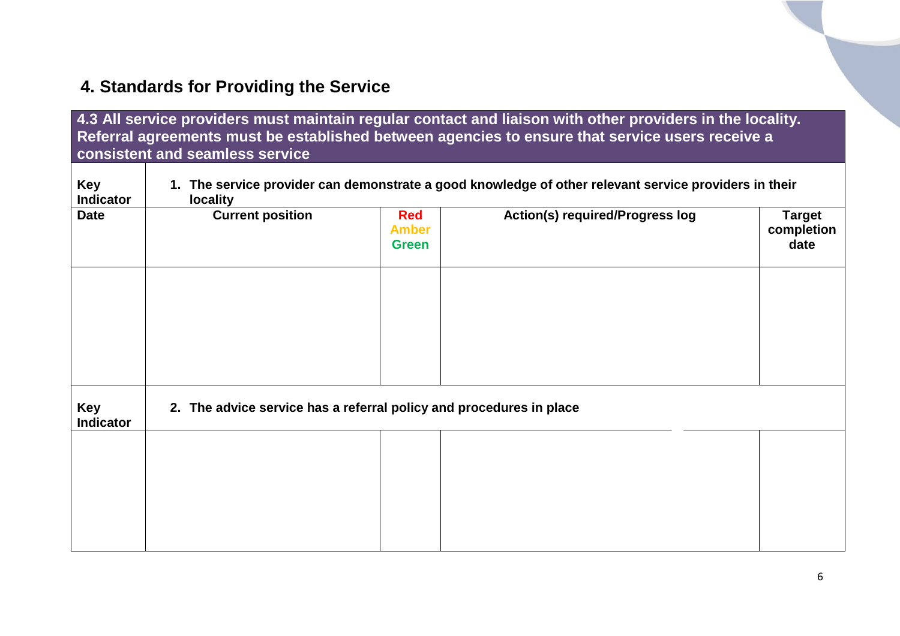## 4. Standards for Providing the Service

| **4.3 All service providers must maintain regular contact and liaison with other providers in the locality. Referral agreements must be established between agencies to ensure that service users receive a consistent and seamless service** | | | | |
|---|---|---|---|---|
| **Key Indicator** | **1. The service provider can demonstrate a good knowledge of other relevant service providers in their locality** | | | |
| **Date** | **Current position** | **Red Amber Green** | **Action(s) required/Progress log** | **Target completion date** |
| | | | | |
| **Key Indicator** | **2. The advice service has a referral policy and procedures in place** | | | |
| | | | | |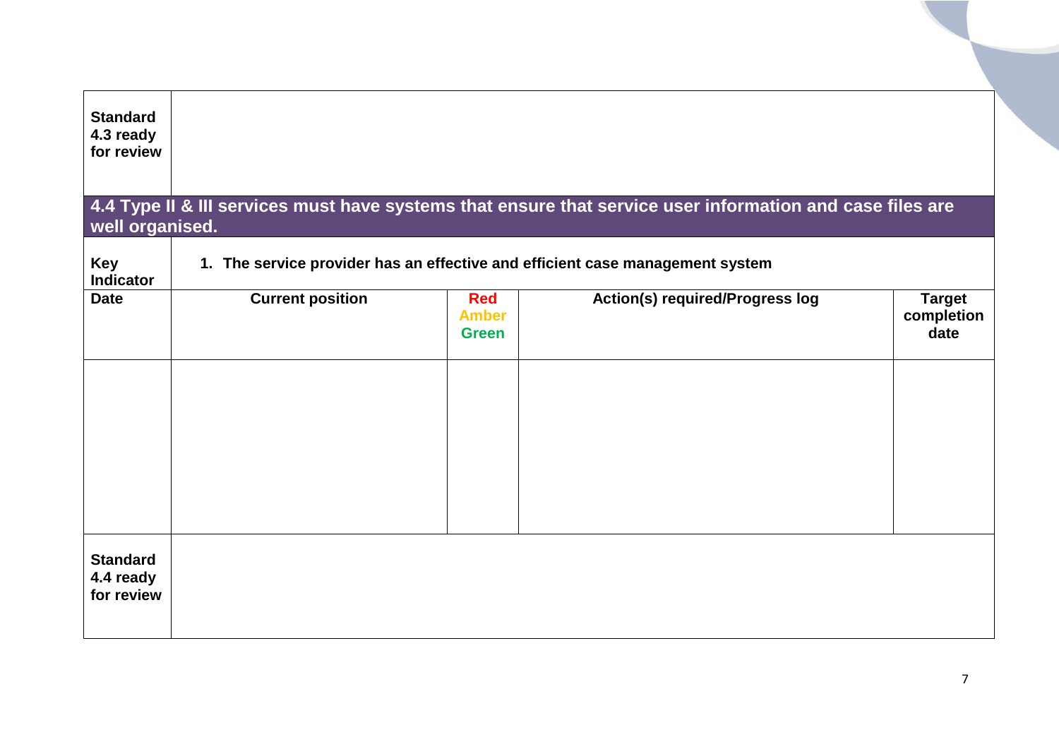| **Standard 4.3 ready for review** | | | | |
|---|---|---|---|---|

| **4.4 Type II & III services must have systems that ensure that service user information and case files are well organised.** | | | | |
|---|---|---|---|---|
| **Key Indicator** | **1. The service provider has an effective and efficient case management system** | | | |
| **Date** | **Current position** | **Red Amber Green** | **Action(s) required/Progress log** | **Target completion date** |
| | | | | |
| **Standard 4.4 ready for review** | | | | |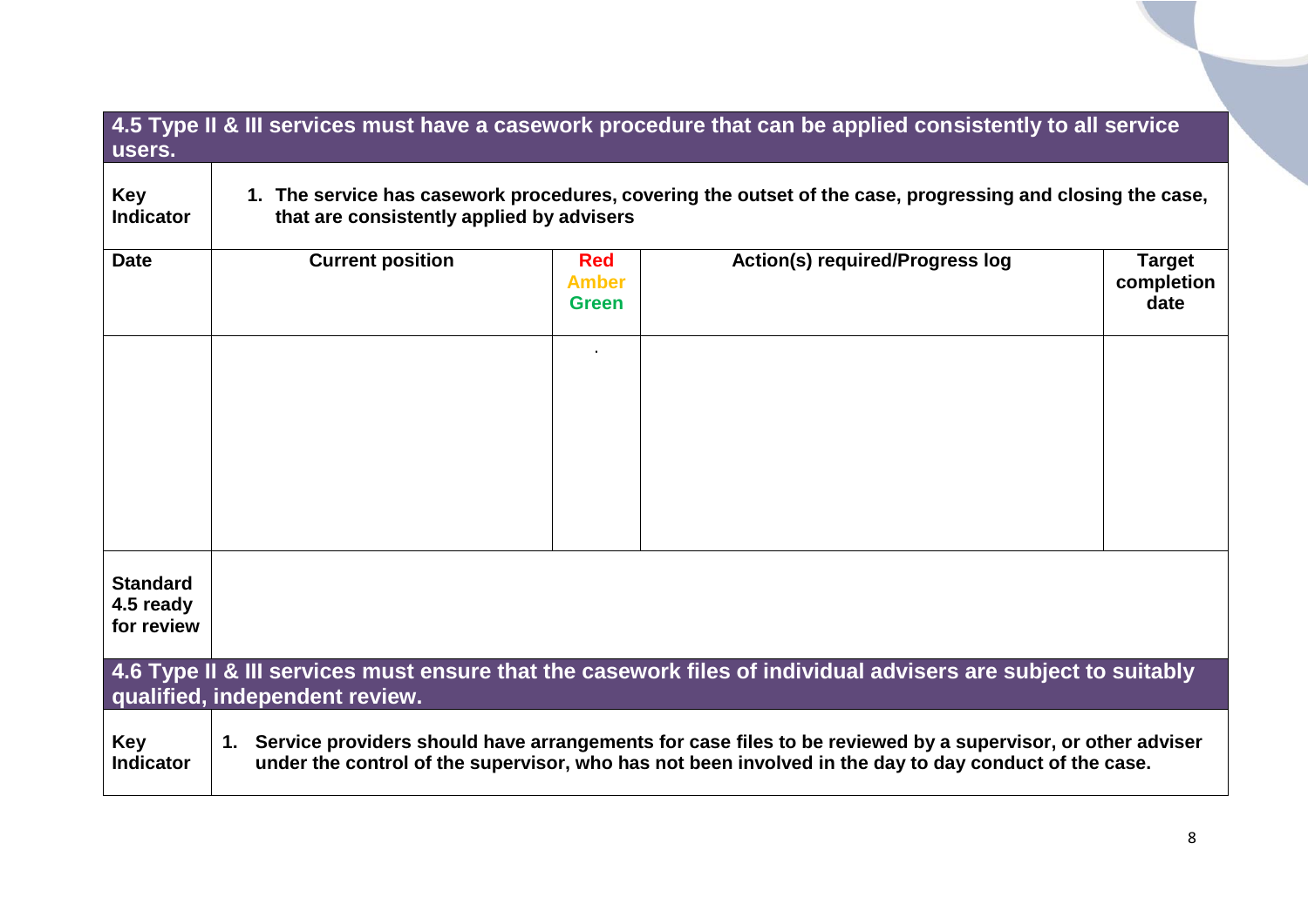| **4.5 Type II & III services must have a casework procedure that can be applied consistently to all service users.** | | | | |
|---|---|---|---|---|
| **Key Indicator** | **1. The service has casework procedures, covering the outset of the case, progressing and closing the case, that are consistently applied by advisers** | | | |
| **Date** | **Current position** | **Red Amber Green** | **Action(s) required/Progress log** | **Target completion date** |
| | | . | | |
| **Standard 4.5 ready for review** | | | | |

| **4.6 Type II & III services must ensure that the casework files of individual advisers are subject to suitably qualified, independent review.** | |
|---|---|
| **Key Indicator** | **1. Service providers should have arrangements for case files to be reviewed by a supervisor, or other adviser under the control of the supervisor, who has not been involved in the day to day conduct of the case.** |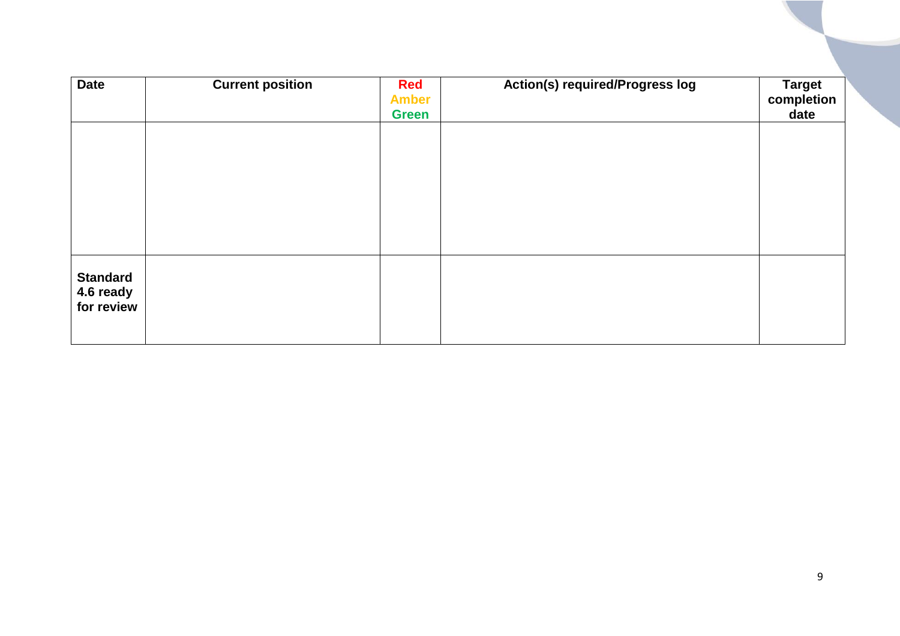| Date | Current position | Red Amber Green | Action(s) required/Progress log | Target completion date |
| --- | --- | --- | --- | --- |
| | | | | |
| **Standard 4.6 ready for review** | | | | |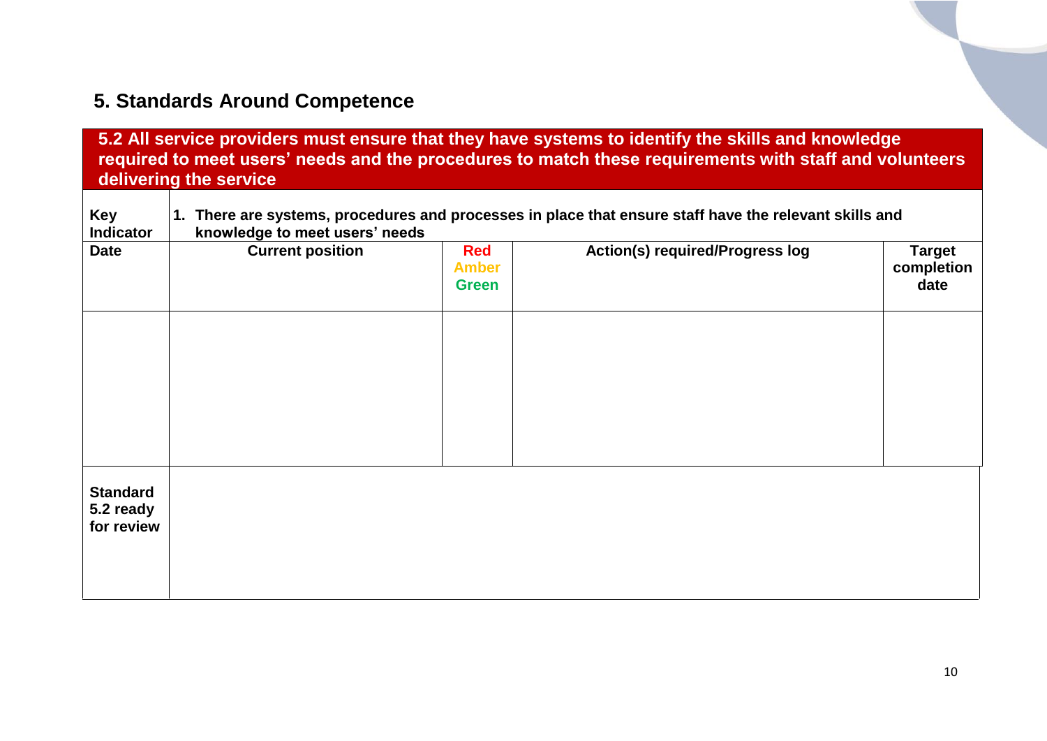## 5. Standards Around Competence

| **5.2 All service providers must ensure that they have systems to identify the skills and knowledge required to meet users' needs and the procedures to match these requirements with staff and volunteers delivering the service** | | | | |
|---|---|---|---|---|
| **Key Indicator** | **1. There are systems, procedures and processes in place that ensure staff have the relevant skills and knowledge to meet users' needs** | | | |
| **Date** | **Current position** | **Red Amber Green** | **Action(s) required/Progress log** | **Target completion date** |
| | | | | |
| **Standard 5.2 ready for review** | | | | |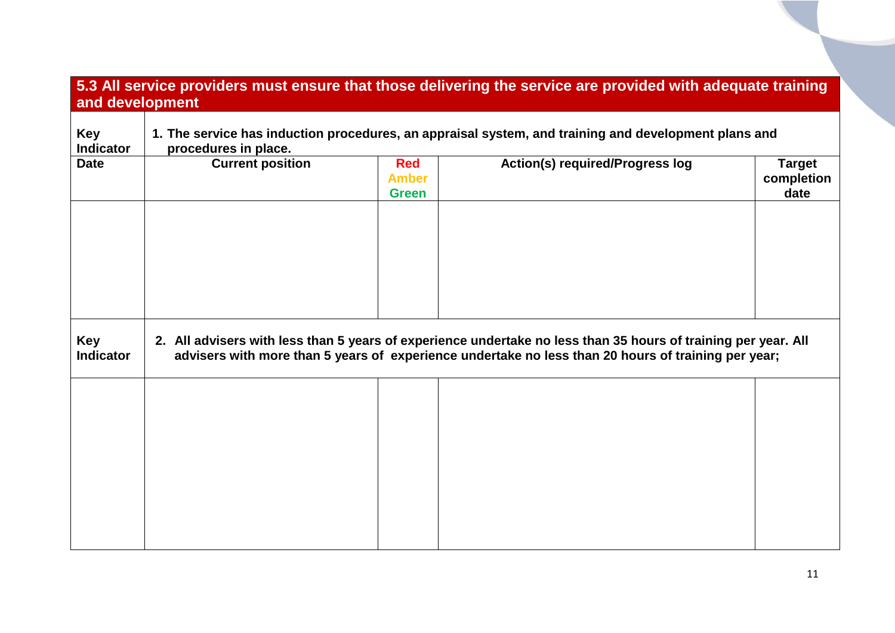## 5.3 All service providers must ensure that those delivering the service are provided with adequate training and development

| Key Indicator | 1. The service has induction procedures, an appraisal system, and training and development plans and procedures in place. | | | |
|---|---|---|---|---|
| **Date** | **Current position** | **Red Amber Green** | **Action(s) required/Progress log** | **Target completion date** |
| | | | | |
| **Key Indicator** | **2. All advisers with less than 5 years of experience undertake no less than 35 hours of training per year. All advisers with more than 5 years of experience undertake no less than 20 hours of training per year;** | | | |
| | | | | |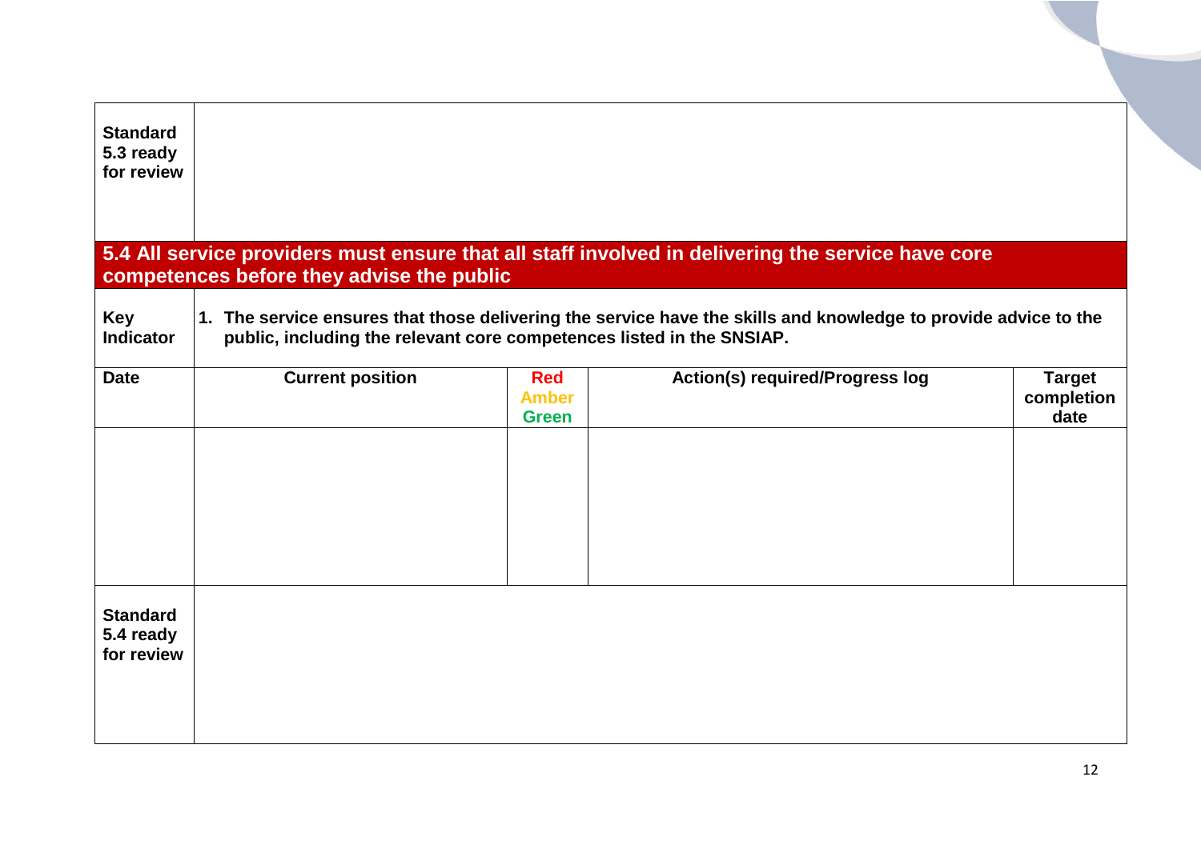| **Standard 5.3 ready for review** | |
|---|---|

## 5.4 All service providers must ensure that all staff involved in delivering the service have core competences before they advise the public

| **Key Indicator** | **1. The service ensures that those delivering the service have the skills and knowledge to provide advice to the public, including the relevant core competences listed in the SNSIAP.** |
|---|---|

| **Date** | **Current position** | **Red Amber Green** | **Action(s) required/Progress log** | **Target completion date** |
|---|---|---|---|---|
| | | | | |

| **Standard 5.4 ready for review** | |
|---|---|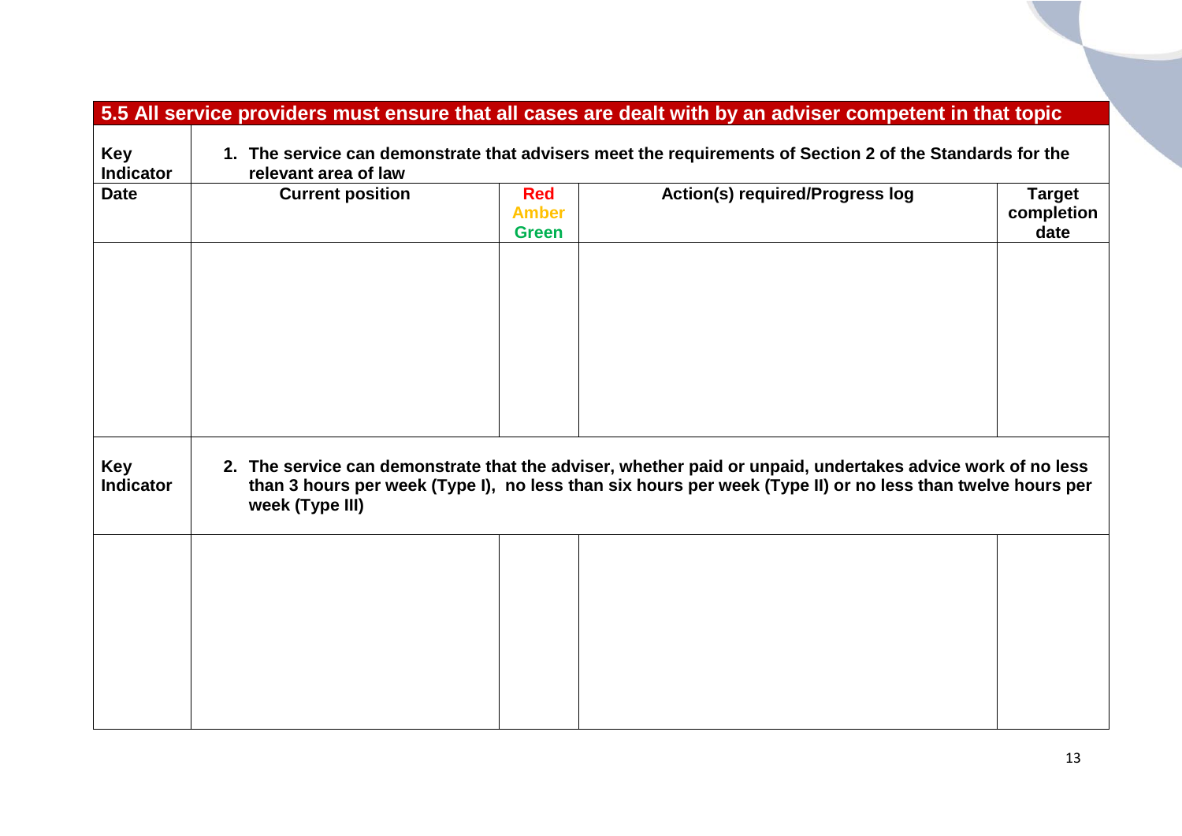| 5.5 All service providers must ensure that all cases are dealt with by an adviser competent in that topic | | | | |
|---|---|---|---|---|
| **Key Indicator** | **1. The service can demonstrate that advisers meet the requirements of Section 2 of the Standards for the relevant area of law** | | | |
| **Date** | **Current position** | **Red Amber Green** | **Action(s) required/Progress log** | **Target completion date** |
| | | | | |
| **Key Indicator** | **2. The service can demonstrate that the adviser, whether paid or unpaid, undertakes advice work of no less than 3 hours per week (Type I), no less than six hours per week (Type II) or no less than twelve hours per week (Type III)** | | | |
| | | | | |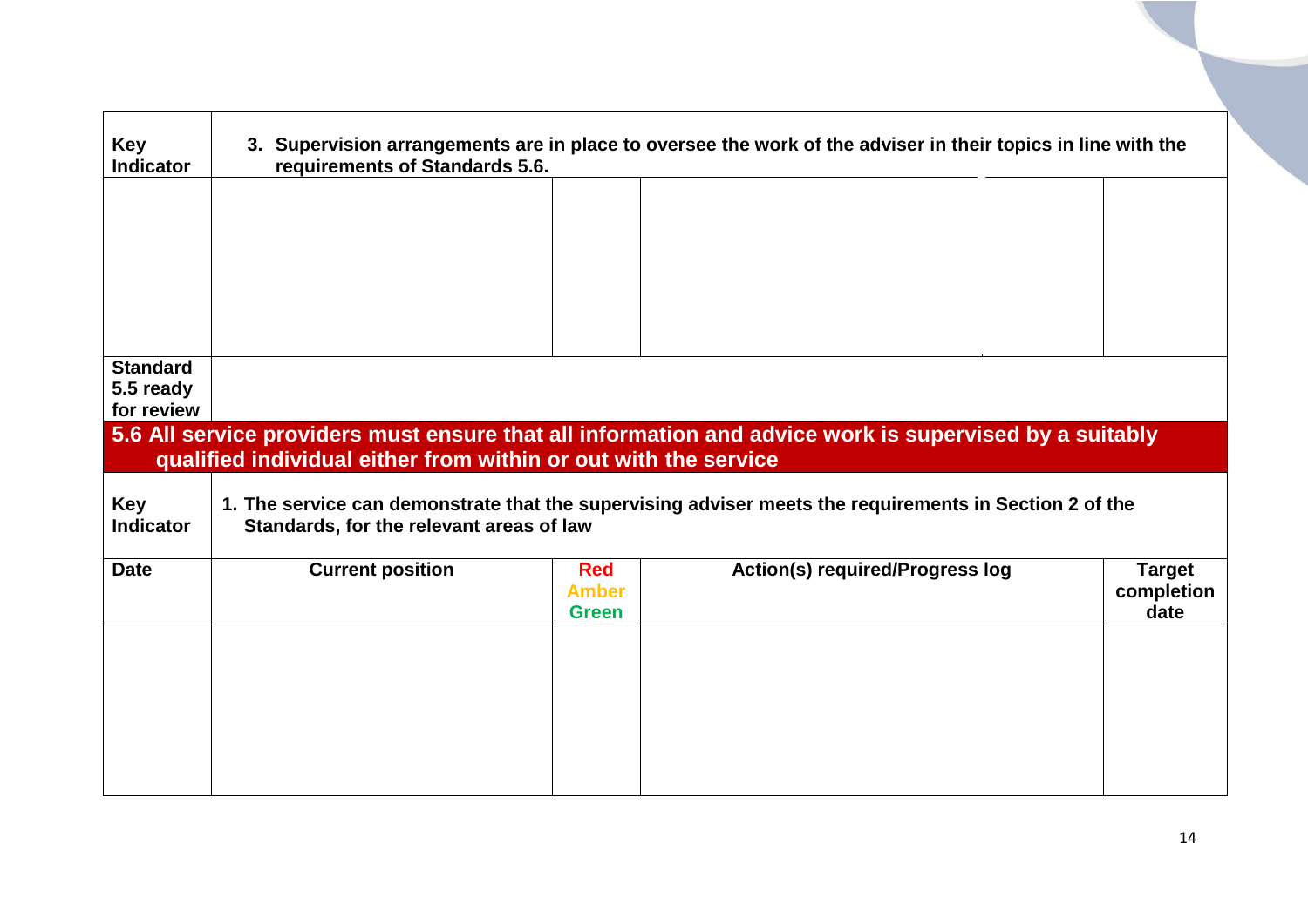| Key Indicator | 3. Supervision arrangements are in place to oversee the work of the adviser in their topics in line with the requirements of Standards 5.6. | | | |
|---|---|---|---|---|
| | | | | |
| **Standard 5.5 ready for review** | | | | |

## 5.6 All service providers must ensure that all information and advice work is supervised by a suitably qualified individual either from within or out with the service

| Key Indicator | 1. The service can demonstrate that the supervising adviser meets the requirements in Section 2 of the Standards, for the relevant areas of law | | | |
|---|---|---|---|---|
| **Date** | **Current position** | **Red Amber Green** | **Action(s) required/Progress log** | **Target completion date** |
| | | | | |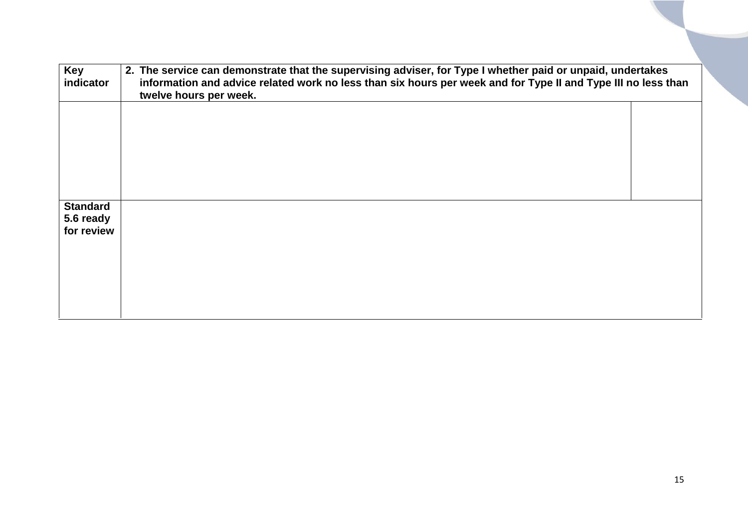| **Key indicator** | **2. The service can demonstrate that the supervising adviser, for Type I whether paid or unpaid, undertakes information and advice related work no less than six hours per week and for Type II and Type III no less than twelve hours per week.** | |
|---|---|---|
| | | |
| **Standard 5.6 ready for review** | | |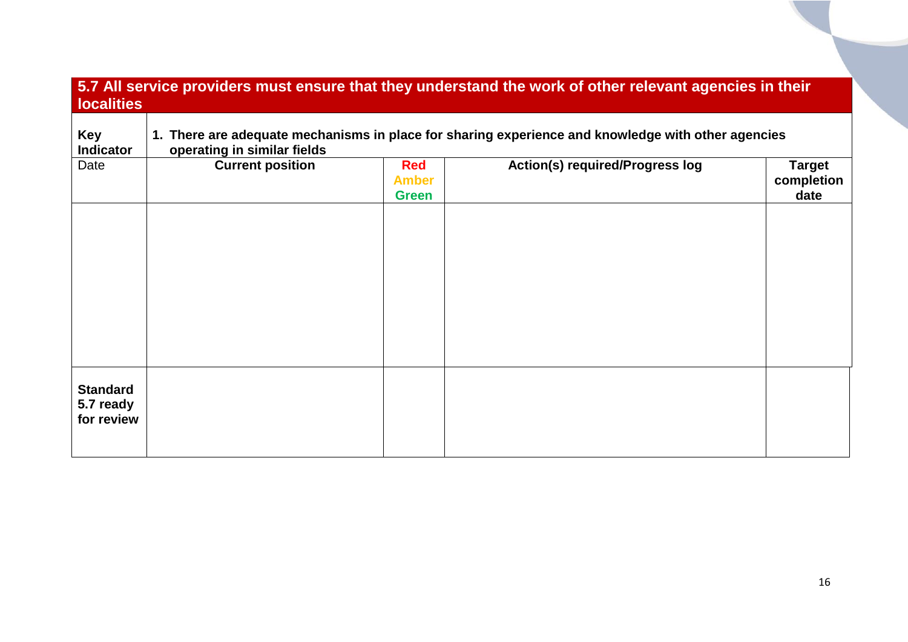## 5.7 All service providers must ensure that they understand the work of other relevant agencies in their localities

| **Key Indicator** | **1. There are adequate mechanisms in place for sharing experience and knowledge with other agencies operating in similar fields** | | | |
|---|---|---|---|---|
| Date | **Current position** | **Red Amber Green** | **Action(s) required/Progress log** | **Target completion date** |
| | | | | |
| **Standard 5.7 ready for review** | | | | |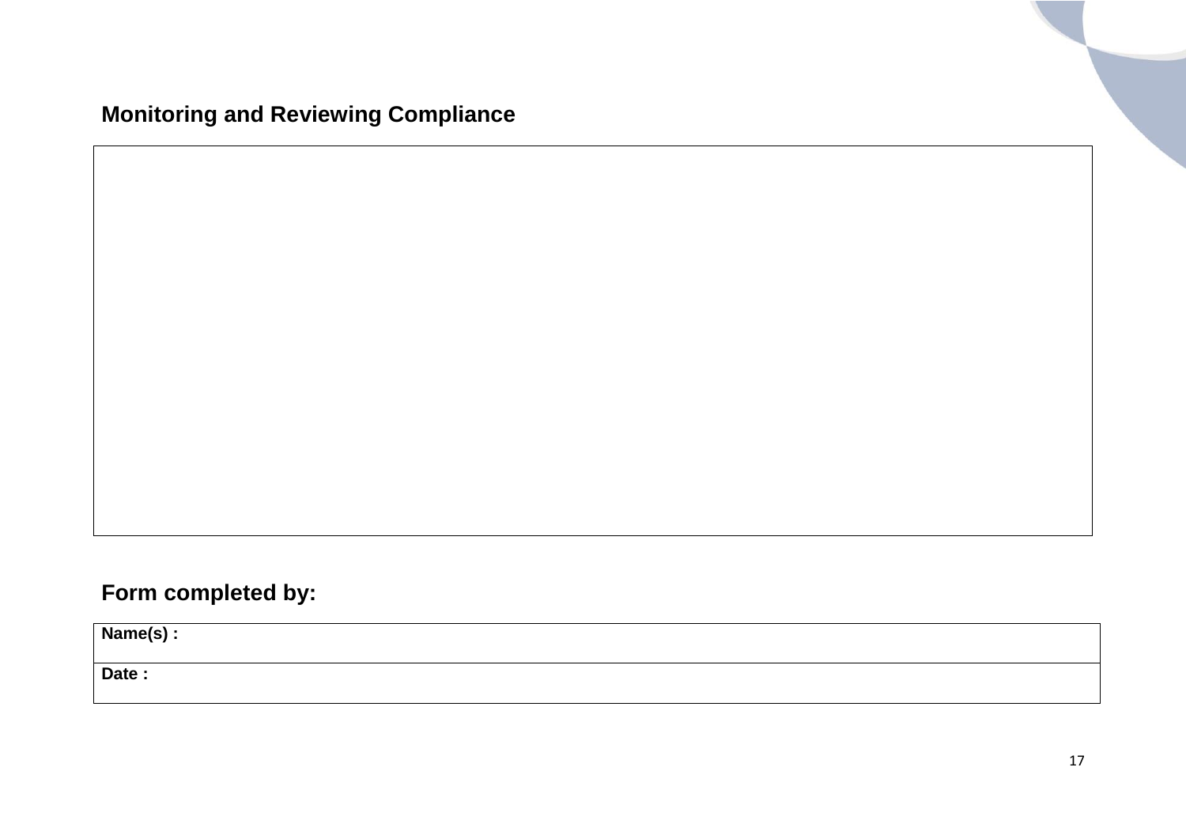## Monitoring and Reviewing Compliance

| |
|---|
| |

## Form completed by:

| |
|---|
| **Name(s) :** |
| **Date :** |